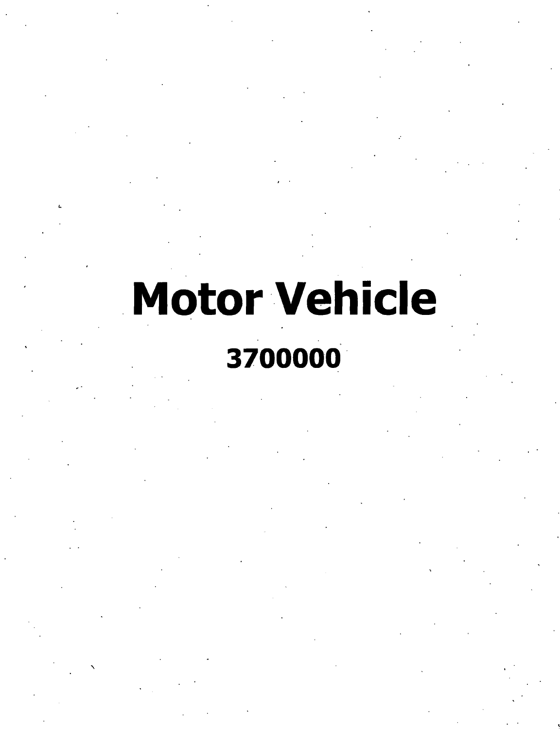# Motor Vehicle

## 3700000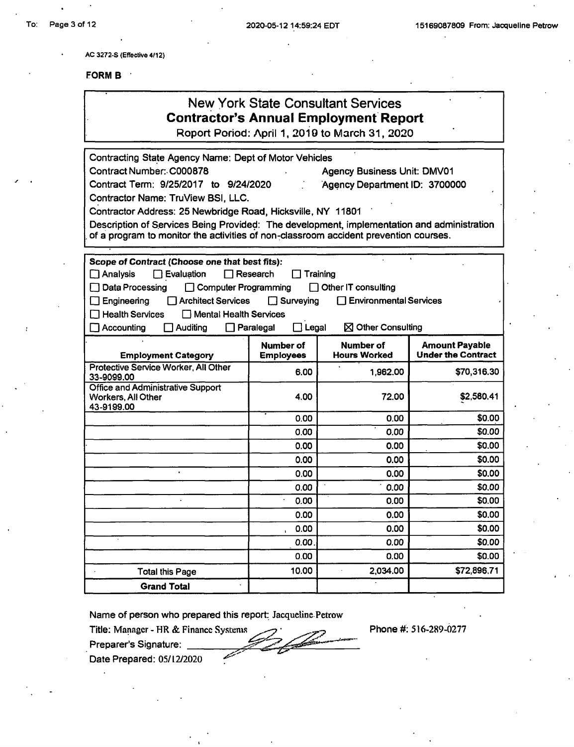AC 3272-S (Effective 4/12)

**FORM B**

## New York State Consultant Services
## Contractor's Annual Employment Report

Report Period: April 1, 2019 to March 31, 2020

Contracting State Agency Name: Dept of Motor Vehicles
Contract Number: C000878 — Agency Business Unit: DMV01
Contract Term: 9/25/2017 to 9/24/2020 — Agency Department ID: 3700000
Contractor Name: TruView BSI, LLC.
Contractor Address: 25 Newbridge Road, Hicksville, NY 11801
Description of Services Being Provided: The development, implementation and administration of a program to monitor the activities of non-classroom accident prevention courses.

***Scope of Contract (Choose one that best fits):***

- ☐ Analysis ☐ Evaluation ☐ Research ☐ Training
- ☐ Data Processing ☐ Computer Programming ☐ Other IT consulting
- ☐ Engineering ☐ Architect Services ☐ Surveying ☐ Environmental Services
- ☐ Health Services ☐ Mental Health Services
- ☐ Accounting ☐ Auditing ☐ Paralegal ☐ Legal ☒ Other Consulting

| Employment Category | Number of Employees | Number of Hours Worked | Amount Payable Under the Contract |
|---|---|---|---|
| Protective Service Worker, All Other 33-9099.00 | 6.00 | 1,962.00 | $70,316.30 |
| Office and Administrative Support Workers, All Other 43-9199.00 | 4.00 | 72.00 | $2,580.41 |
| | 0.00 | 0.00 | $0.00 |
| | 0.00 | 0.00 | $0.00 |
| | 0.00 | 0.00 | $0.00 |
| | 0.00 | 0.00 | $0.00 |
| | 0.00 | 0.00 | $0.00 |
| | 0.00 | 0.00 | $0.00 |
| | 0.00 | 0.00 | $0.00 |
| | 0.00 | 0.00 | $0.00 |
| | 0.00 | 0.00 | $0.00 |
| | 0.00 | 0.00 | $0.00 |
| | 0.00 | 0.00 | $0.00 |
| Total this Page | 10.00 | 2,034.00 | $72,896.71 |
| **Grand Total** | | | |

Name of person who prepared this report: Jacqueline Petrow
Title: Manager - HR & Finance Systems — Phone #: 516-289-0277
Preparer's Signature: [signature]
Date Prepared: 05/12/2020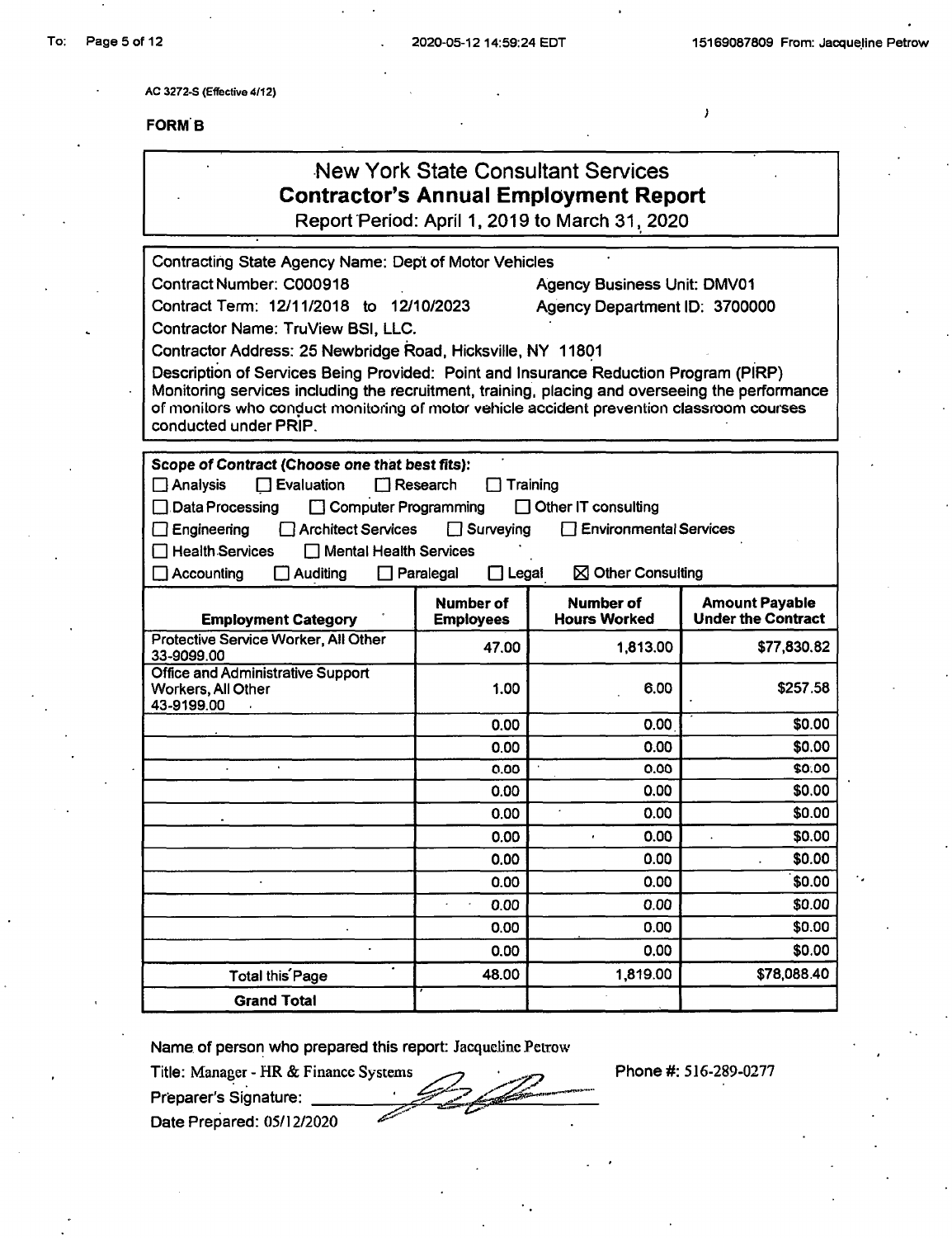AC 3272-S (Effective 4/12)

**FORM B**

# New York State Consultant Services
## Contractor's Annual Employment Report
Report Period: April 1, 2019 to March 31, 2020

Contracting State Agency Name: Dept of Motor Vehicles
Contract Number: C000918 Agency Business Unit: DMV01
Contract Term: 12/11/2018 to 12/10/2023 Agency Department ID: 3700000
Contractor Name: TruView BSI, LLC.
Contractor Address: 25 Newbridge Road, Hicksville, NY 11801
Description of Services Being Provided: Point and Insurance Reduction Program (PIRP) Monitoring services including the recruitment, training, placing and overseeing the performance of monitors who conduct monitoring of motor vehicle accident prevention classroom courses conducted under PRIP.

***Scope of Contract (Choose one that best fits):***

- ☐ Analysis ☐ Evaluation ☐ Research ☐ Training
- ☐ Data Processing ☐ Computer Programming ☐ Other IT consulting
- ☐ Engineering ☐ Architect Services ☐ Surveying ☐ Environmental Services
- ☐ Health Services ☐ Mental Health Services
- ☐ Accounting ☐ Auditing ☐ Paralegal ☐ Legal ☒ Other Consulting

| Employment Category | Number of Employees | Number of Hours Worked | Amount Payable Under the Contract |
|---|---|---|---|
| Protective Service Worker, All Other 33-9099.00 | 47.00 | 1,813.00 | $77,830.82 |
| Office and Administrative Support Workers, All Other 43-9199.00 | 1.00 | 6.00 | $257.58 |
| | 0.00 | 0.00 | $0.00 |
| | 0.00 | 0.00 | $0.00 |
| | 0.00 | 0.00 | $0.00 |
| | 0.00 | 0.00 | $0.00 |
| | 0.00 | 0.00 | $0.00 |
| | 0.00 | 0.00 | $0.00 |
| | 0.00 | 0.00 | $0.00 |
| | 0.00 | 0.00 | $0.00 |
| | 0.00 | 0.00 | $0.00 |
| | 0.00 | 0.00 | $0.00 |
| | 0.00 | 0.00 | $0.00 |
| Total this Page | 48.00 | 1,819.00 | $78,088.40 |
| **Grand Total** | | | |

Name of person who prepared this report: Jacqueline Petrow
Title: Manager - HR & Finance Systems Phone #: 516-289-0277
Preparer's Signature: [signature]
Date Prepared: 05/12/2020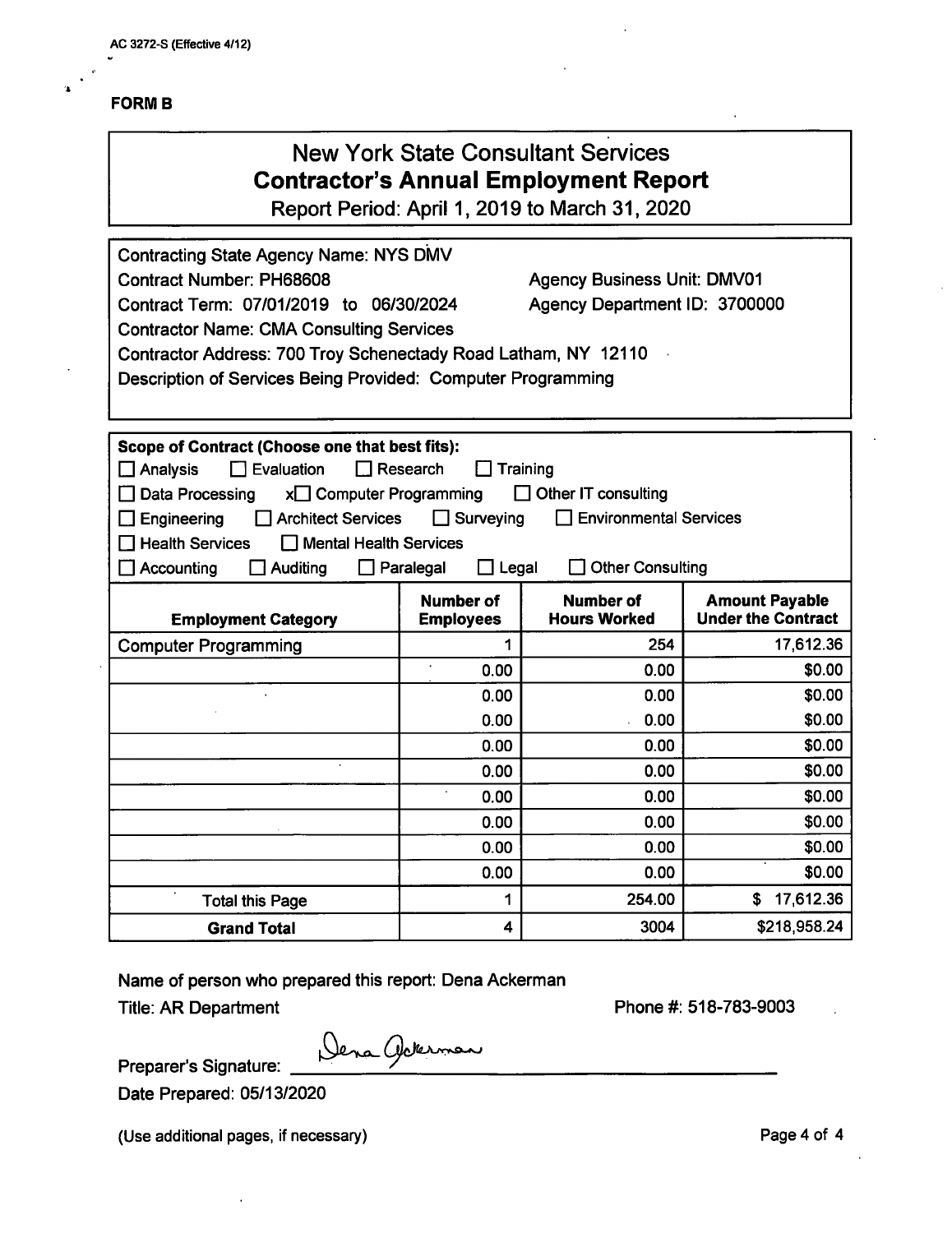AC 3272-S (Effective 4/12)

**FORM B**

# New York State Consultant Services
## Contractor's Annual Employment Report

Report Period: April 1, 2019 to March 31, 2020

Contracting State Agency Name: NYS DMV
Contract Number: PH68608 Agency Business Unit: DMV01
Contract Term: 07/01/2019 to 06/30/2024 Agency Department ID: 3700000
Contractor Name: CMA Consulting Services
Contractor Address: 700 Troy Schenectady Road Latham, NY 12110
Description of Services Being Provided: Computer Programming

**Scope of Contract (Choose one that best fits):**

☐ Analysis ☐ Evaluation ☐ Research ☐ Training
☐ Data Processing x☐ Computer Programming ☐ Other IT consulting
☐ Engineering ☐ Architect Services ☐ Surveying ☐ Environmental Services
☐ Health Services ☐ Mental Health Services
☐ Accounting ☐ Auditing ☐ Paralegal ☐ Legal ☐ Other Consulting

| Employment Category | Number of Employees | Number of Hours Worked | Amount Payable Under the Contract |
|---|---|---|---|
| Computer Programming | 1 | 254 | 17,612.36 |
| | 0.00 | 0.00 | $0.00 |
| | 0.00 | 0.00 | $0.00 |
| | 0.00 | 0.00 | $0.00 |
| | 0.00 | 0.00 | $0.00 |
| | 0.00 | 0.00 | $0.00 |
| | 0.00 | 0.00 | $0.00 |
| | 0.00 | 0.00 | $0.00 |
| | 0.00 | 0.00 | $0.00 |
| | 0.00 | 0.00 | $0.00 |
| Total this Page | 1 | 254.00 | $ 17,612.36 |
| **Grand Total** | 4 | 3004 | $218,958.24 |

Name of person who prepared this report: Dena Ackerman
Title: AR Department Phone #: 518-783-9003

Preparer's Signature: Dena Ackerman

Date Prepared: 05/13/2020

(Use additional pages, if necessary)